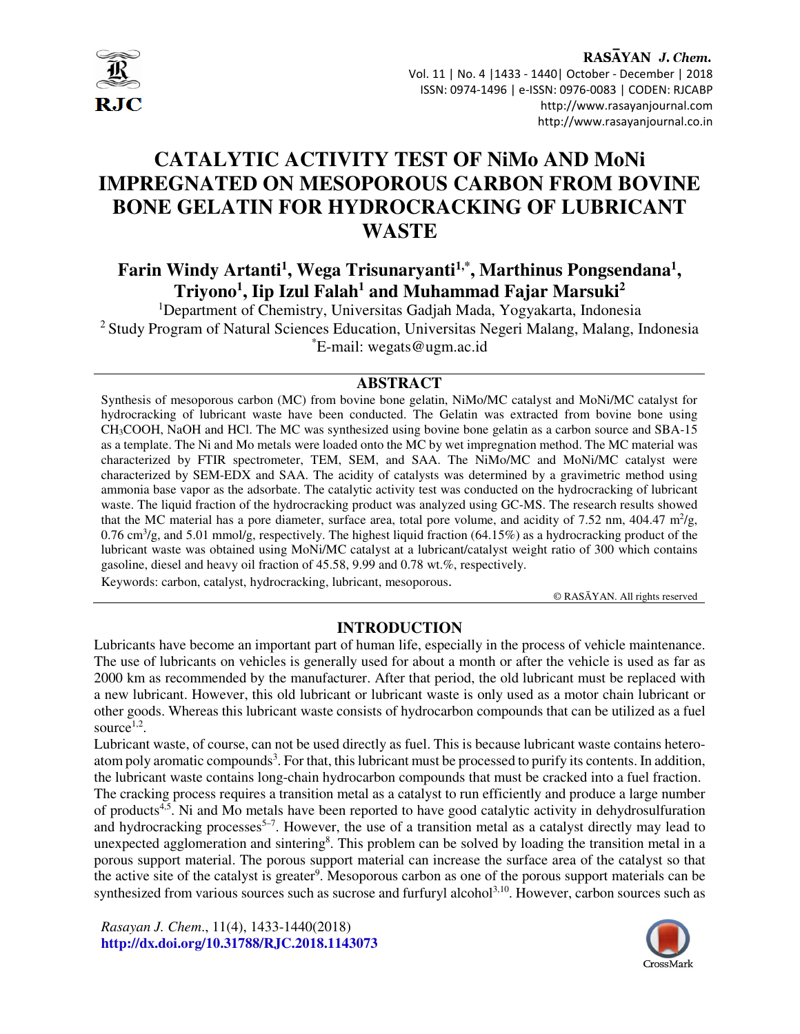# CATALYTIC ACTIVITY TEST OF NiMo AND MoNi IMPREGNATED ON MESOPOROUS CARBON FROM BOVINE BONE GELATIN FOR HYDROCRACKING OF LUBRICANT WASTE

**Farin Windy Artanti[1], Wega Trisunaryanti[1,*], Marthinus Pongsendana[1], Triyono[1], Iip Izul Falah[1] and Muhammad Fajar Marsuki[2]**

[1]Department of Chemistry, Universitas Gadjah Mada, Yogyakarta, Indonesia
[2] Study Program of Natural Sciences Education, Universitas Negeri Malang, Malang, Indonesia
[*]E-mail: wegats@ugm.ac.id

## ABSTRACT

Synthesis of mesoporous carbon (MC) from bovine bone gelatin, NiMo/MC catalyst and MoNi/MC catalyst for hydrocracking of lubricant waste have been conducted. The Gelatin was extracted from bovine bone using $CH_3COOH$, NaOH and HCl. The MC was synthesized using bovine bone gelatin as a carbon source and SBA-15 as a template. The Ni and Mo metals were loaded onto the MC by wet impregnation method. The MC material was characterized by FTIR spectrometer, TEM, SEM, and SAA. The NiMo/MC and MoNi/MC catalyst were characterized by SEM-EDX and SAA. The acidity of catalysts was determined by a gravimetric method using ammonia base vapor as the adsorbate. The catalytic activity test was conducted on the hydrocracking of lubricant waste. The liquid fraction of the hydrocracking product was analyzed using GC-MS. The research results showed that the MC material has a pore diameter, surface area, total pore volume, and acidity of 7.52 nm, 404.47 $m^2/g$, 0.76 $cm^3/g$, and 5.01 mmol/g, respectively. The highest liquid fraction (64.15%) as a hydrocracking product of the lubricant waste was obtained using MoNi/MC catalyst at a lubricant/catalyst weight ratio of 300 which contains gasoline, diesel and heavy oil fraction of 45.58, 9.99 and 0.78 wt.%, respectively.

Keywords: carbon, catalyst, hydrocracking, lubricant, mesoporous.

© RASĀYAN. All rights reserved

## INTRODUCTION

Lubricants have become an important part of human life, especially in the process of vehicle maintenance. The use of lubricants on vehicles is generally used for about a month or after the vehicle is used as far as 2000 km as recommended by the manufacturer. After that period, the old lubricant must be replaced with a new lubricant. However, this old lubricant or lubricant waste is only used as a motor chain lubricant or other goods. Whereas this lubricant waste consists of hydrocarbon compounds that can be utilized as a fuel source[1,2].

Lubricant waste, of course, can not be used directly as fuel. This is because lubricant waste contains hetero-atom poly aromatic compounds[3]. For that, this lubricant must be processed to purify its contents. In addition, the lubricant waste contains long-chain hydrocarbon compounds that must be cracked into a fuel fraction. The cracking process requires a transition metal as a catalyst to run efficiently and produce a large number of products[4,5]. Ni and Mo metals have been reported to have good catalytic activity in dehydrosulfuration and hydrocracking processes[5–7]. However, the use of a transition metal as a catalyst directly may lead to unexpected agglomeration and sintering[8]. This problem can be solved by loading the transition metal in a porous support material. The porous support material can increase the surface area of the catalyst so that the active site of the catalyst is greater[9]. Mesoporous carbon as one of the porous support materials can be synthesized from various sources such as sucrose and furfuryl alcohol[3,10]. However, carbon sources such as

*Rasayan J. Chem.*, 11(4), 1433-1440(2018)
**http://dx.doi.org/10.31788/RJC.2018.1143073**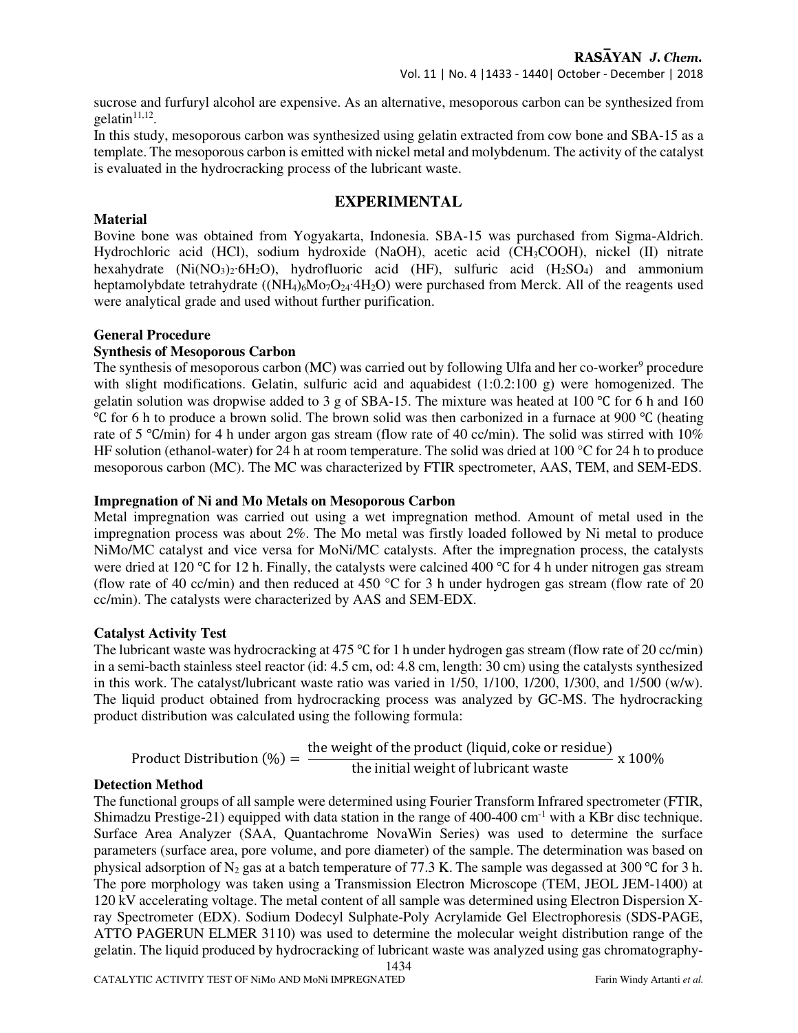sucrose and furfuryl alcohol are expensive. As an alternative, mesoporous carbon can be synthesized from gelatin[11,12].

In this study, mesoporous carbon was synthesized using gelatin extracted from cow bone and SBA-15 as a template. The mesoporous carbon is emitted with nickel metal and molybdenum. The activity of the catalyst is evaluated in the hydrocracking process of the lubricant waste.

## EXPERIMENTAL

### Material

Bovine bone was obtained from Yogyakarta, Indonesia. SBA-15 was purchased from Sigma-Aldrich. Hydrochloric acid (HCl), sodium hydroxide (NaOH), acetic acid ($CH_3COOH$), nickel (II) nitrate hexahydrate ($Ni(NO_3)_2{\cdot}6H_2O$), hydrofluoric acid (HF), sulfuric acid ($H_2SO_4$) and ammonium heptamolybdate tetrahydrate ($(NH_4)_6Mo_7O_{24}{\cdot}4H_2O$) were purchased from Merck. All of the reagents used were analytical grade and used without further purification.

### General Procedure

#### Synthesis of Mesoporous Carbon

The synthesis of mesoporous carbon (MC) was carried out by following Ulfa and her co-worker[9] procedure with slight modifications. Gelatin, sulfuric acid and aquabidest (1:0.2:100 g) were homogenized. The gelatin solution was dropwise added to 3 g of SBA-15. The mixture was heated at 100 ℃ for 6 h and 160 ℃ for 6 h to produce a brown solid. The brown solid was then carbonized in a furnace at 900 ℃ (heating rate of 5 ℃/min) for 4 h under argon gas stream (flow rate of 40 cc/min). The solid was stirred with 10% HF solution (ethanol-water) for 24 h at room temperature. The solid was dried at 100 °C for 24 h to produce mesoporous carbon (MC). The MC was characterized by FTIR spectrometer, AAS, TEM, and SEM-EDS.

#### Impregnation of Ni and Mo Metals on Mesoporous Carbon

Metal impregnation was carried out using a wet impregnation method. Amount of metal used in the impregnation process was about 2%. The Mo metal was firstly loaded followed by Ni metal to produce NiMo/MC catalyst and vice versa for MoNi/MC catalysts. After the impregnation process, the catalysts were dried at 120 ℃ for 12 h. Finally, the catalysts were calcined 400 ℃ for 4 h under nitrogen gas stream (flow rate of 40 cc/min) and then reduced at 450 °C for 3 h under hydrogen gas stream (flow rate of 20 cc/min). The catalysts were characterized by AAS and SEM-EDX.

#### Catalyst Activity Test

The lubricant waste was hydrocracking at 475 ℃ for 1 h under hydrogen gas stream (flow rate of 20 cc/min) in a semi-bacth stainless steel reactor (id: 4.5 cm, od: 4.8 cm, length: 30 cm) using the catalysts synthesized in this work. The catalyst/lubricant waste ratio was varied in 1/50, 1/100, 1/200, 1/300, and 1/500 (w/w). The liquid product obtained from hydrocracking process was analyzed by GC-MS. The hydrocracking product distribution was calculated using the following formula:

$$\text{Product Distribution (\%)} = \frac{\text{the weight of the product (liquid, coke or residue)}}{\text{the initial weight of lubricant waste}} \times 100\%$$

### Detection Method

The functional groups of all sample were determined using Fourier Transform Infrared spectrometer (FTIR, Shimadzu Prestige-21) equipped with data station in the range of 400-400 $cm^{-1}$ with a KBr disc technique. Surface Area Analyzer (SAA, Quantachrome NovaWin Series) was used to determine the surface parameters (surface area, pore volume, and pore diameter) of the sample. The determination was based on physical adsorption of $N_2$ gas at a batch temperature of 77.3 K. The sample was degassed at 300 ℃ for 3 h. The pore morphology was taken using a Transmission Electron Microscope (TEM, JEOL JEM-1400) at 120 kV accelerating voltage. The metal content of all sample was determined using Electron Dispersion X-ray Spectrometer (EDX). Sodium Dodecyl Sulphate-Poly Acrylamide Gel Electrophoresis (SDS-PAGE, ATTO PAGERUN ELMER 3110) was used to determine the molecular weight distribution range of the gelatin. The liquid produced by hydrocracking of lubricant waste was analyzed using gas chromatography-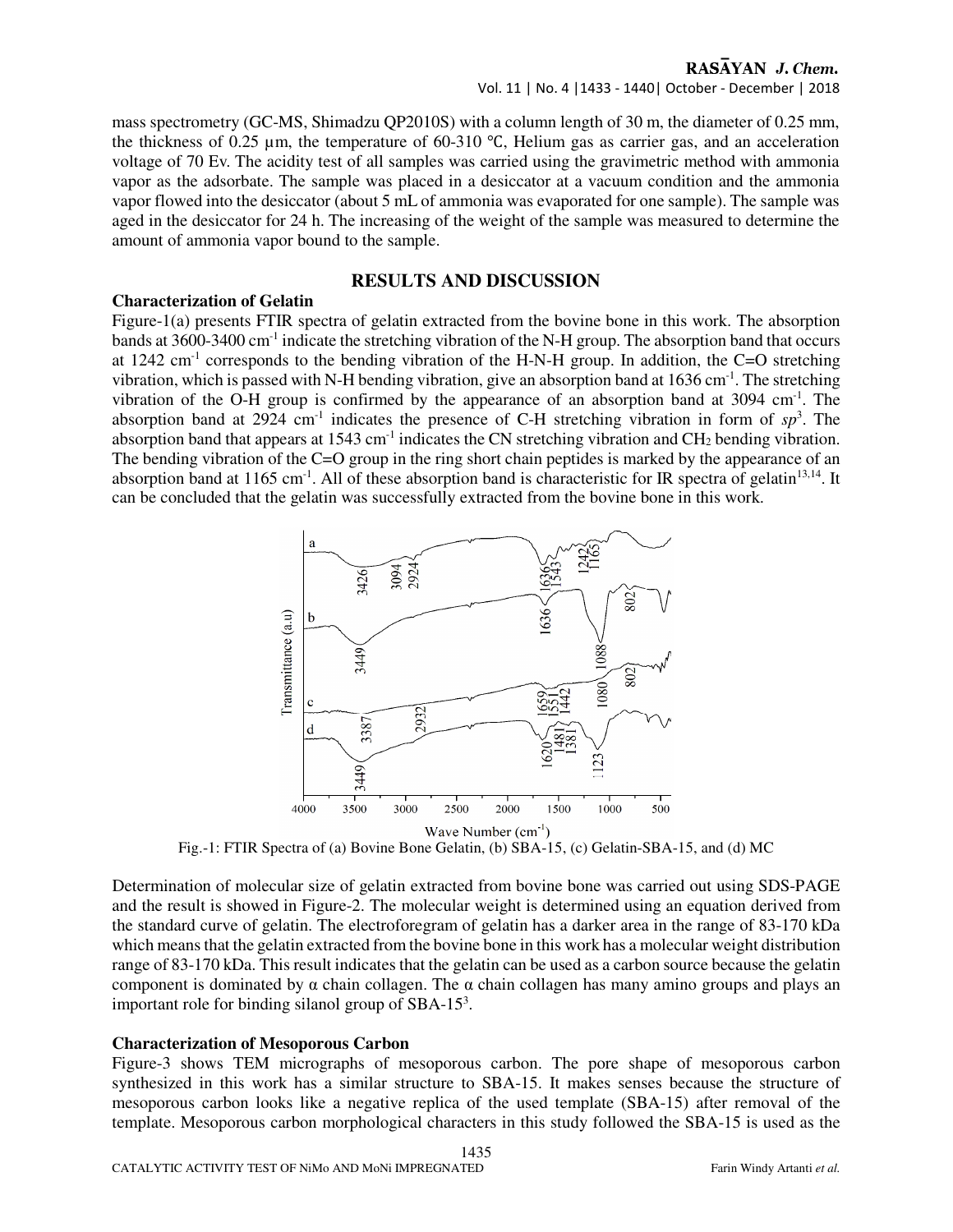mass spectrometry (GC-MS, Shimadzu QP2010S) with a column length of 30 m, the diameter of 0.25 mm, the thickness of 0.25 µm, the temperature of 60-310 ℃, Helium gas as carrier gas, and an acceleration voltage of 70 Ev. The acidity test of all samples was carried using the gravimetric method with ammonia vapor as the adsorbate. The sample was placed in a desiccator at a vacuum condition and the ammonia vapor flowed into the desiccator (about 5 mL of ammonia was evaporated for one sample). The sample was aged in the desiccator for 24 h. The increasing of the weight of the sample was measured to determine the amount of ammonia vapor bound to the sample.

## RESULTS AND DISCUSSION

### Characterization of Gelatin

Figure-1(a) presents FTIR spectra of gelatin extracted from the bovine bone in this work. The absorption bands at 3600-3400 $cm^{-1}$ indicate the stretching vibration of the N-H group. The absorption band that occurs at 1242 $cm^{-1}$ corresponds to the bending vibration of the H-N-H group. In addition, the C=O stretching vibration, which is passed with N-H bending vibration, give an absorption band at 1636 $cm^{-1}$. The stretching vibration of the O-H group is confirmed by the appearance of an absorption band at 3094 $cm^{-1}$. The absorption band at 2924 $cm^{-1}$ indicates the presence of C-H stretching vibration in form of $sp^3$. The absorption band that appears at 1543 $cm^{-1}$ indicates the CN stretching vibration and $CH_2$ bending vibration. The bending vibration of the C=O group in the ring short chain peptides is marked by the appearance of an absorption band at 1165 $cm^{-1}$. All of these absorption band is characteristic for IR spectra of gelatin[13,14]. It can be concluded that the gelatin was successfully extracted from the bovine bone in this work.

Fig.-1: FTIR Spectra of (a) Bovine Bone Gelatin, (b) SBA-15, (c) Gelatin-SBA-15, and (d) MC

Determination of molecular size of gelatin extracted from bovine bone was carried out using SDS-PAGE and the result is showed in Figure-2. The molecular weight is determined using an equation derived from the standard curve of gelatin. The electroforegram of gelatin has a darker area in the range of 83-170 kDa which means that the gelatin extracted from the bovine bone in this work has a molecular weight distribution range of 83-170 kDa. This result indicates that the gelatin can be used as a carbon source because the gelatin component is dominated by α chain collagen. The α chain collagen has many amino groups and plays an important role for binding silanol group of SBA-15[3].

### Characterization of Mesoporous Carbon

Figure-3 shows TEM micrographs of mesoporous carbon. The pore shape of mesoporous carbon synthesized in this work has a similar structure to SBA-15. It makes senses because the structure of mesoporous carbon looks like a negative replica of the used template (SBA-15) after removal of the template. Mesoporous carbon morphological characters in this study followed the SBA-15 is used as the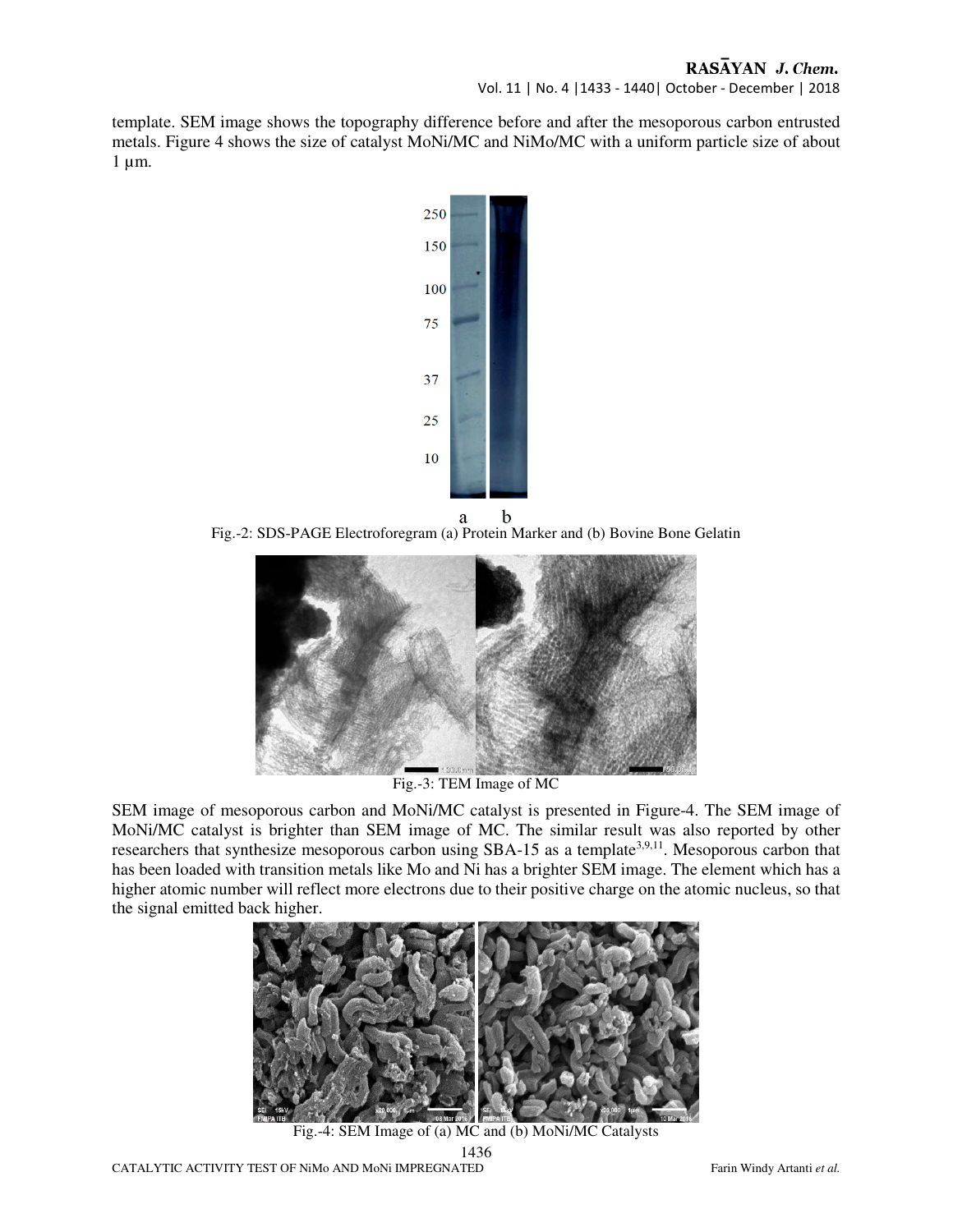template. SEM image shows the topography difference before and after the mesoporous carbon entrusted metals. Figure 4 shows the size of catalyst MoNi/MC and NiMo/MC with a uniform particle size of about 1 µm.

Fig.-2: SDS-PAGE Electroforegram (a) Protein Marker and (b) Bovine Bone Gelatin

Fig.-3: TEM Image of MC

SEM image of mesoporous carbon and MoNi/MC catalyst is presented in Figure-4. The SEM image of MoNi/MC catalyst is brighter than SEM image of MC. The similar result was also reported by other researchers that synthesize mesoporous carbon using SBA-15 as a template[3,9,11]. Mesoporous carbon that has been loaded with transition metals like Mo and Ni has a brighter SEM image. The element which has a higher atomic number will reflect more electrons due to their positive charge on the atomic nucleus, so that the signal emitted back higher.

Fig.-4: SEM Image of (a) MC and (b) MoNi/MC Catalysts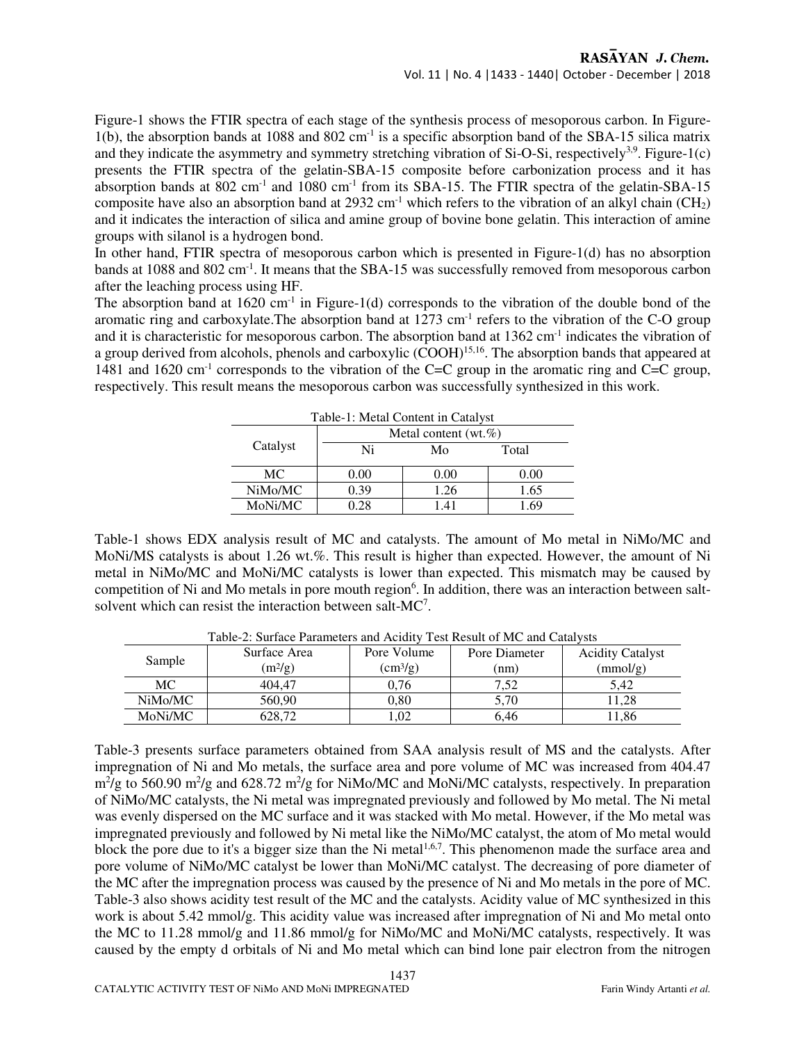Figure-1 shows the FTIR spectra of each stage of the synthesis process of mesoporous carbon. In Figure-1(b), the absorption bands at 1088 and 802 $cm^{-1}$ is a specific absorption band of the SBA-15 silica matrix and they indicate the asymmetry and symmetry stretching vibration of Si-O-Si, respectively[3,9]. Figure-1(c) presents the FTIR spectra of the gelatin-SBA-15 composite before carbonization process and it has absorption bands at 802 $cm^{-1}$ and 1080 $cm^{-1}$ from its SBA-15. The FTIR spectra of the gelatin-SBA-15 composite have also an absorption band at 2932 $cm^{-1}$ which refers to the vibration of an alkyl chain ($CH_2$) and it indicates the interaction of silica and amine group of bovine bone gelatin. This interaction of amine groups with silanol is a hydrogen bond.

In other hand, FTIR spectra of mesoporous carbon which is presented in Figure-1(d) has no absorption bands at 1088 and 802 $cm^{-1}$. It means that the SBA-15 was successfully removed from mesoporous carbon after the leaching process using HF.

The absorption band at 1620 $cm^{-1}$ in Figure-1(d) corresponds to the vibration of the double bond of the aromatic ring and carboxylate.The absorption band at 1273 $cm^{-1}$ refers to the vibration of the C-O group and it is characteristic for mesoporous carbon. The absorption band at 1362 $cm^{-1}$ indicates the vibration of a group derived from alcohols, phenols and carboxylic (COOH)[15,16]. The absorption bands that appeared at 1481 and 1620 $cm^{-1}$ corresponds to the vibration of the C=C group in the aromatic ring and C=C group, respectively. This result means the mesoporous carbon was successfully synthesized in this work.

Table-1: Metal Content in Catalyst

| Catalyst | Metal content (wt.%) | | |
|---|---|---|---|
| | Ni | Mo | Total |
| MC | 0.00 | 0.00 | 0.00 |
| NiMo/MC | 0.39 | 1.26 | 1.65 |
| MoNi/MC | 0.28 | 1.41 | 1.69 |

Table-1 shows EDX analysis result of MC and catalysts. The amount of Mo metal in NiMo/MC and MoNi/MS catalysts is about 1.26 wt.%. This result is higher than expected. However, the amount of Ni metal in NiMo/MC and MoNi/MC catalysts is lower than expected. This mismatch may be caused by competition of Ni and Mo metals in pore mouth region[6]. In addition, there was an interaction between salt-solvent which can resist the interaction between salt-MC[7].

Table-2: Surface Parameters and Acidity Test Result of MC and Catalysts

| Sample | Surface Area ($m^2/g$) | Pore Volume ($cm^3/g$) | Pore Diameter (nm) | Acidity Catalyst (mmol/g) |
|---|---|---|---|---|
| MC | 404,47 | 0,76 | 7,52 | 5,42 |
| NiMo/MC | 560,90 | 0,80 | 5,70 | 11,28 |
| MoNi/MC | 628,72 | 1,02 | 6,46 | 11,86 |

Table-3 presents surface parameters obtained from SAA analysis result of MS and the catalysts. After impregnation of Ni and Mo metals, the surface area and pore volume of MC was increased from 404.47 $m^2/g$ to 560.90 $m^2/g$ and 628.72 $m^2/g$ for NiMo/MC and MoNi/MC catalysts, respectively. In preparation of NiMo/MC catalysts, the Ni metal was impregnated previously and followed by Mo metal. The Ni metal was evenly dispersed on the MC surface and it was stacked with Mo metal. However, if the Mo metal was impregnated previously and followed by Ni metal like the NiMo/MC catalyst, the atom of Mo metal would block the pore due to it's a bigger size than the Ni metal[1,6,7]. This phenomenon made the surface area and pore volume of NiMo/MC catalyst be lower than MoNi/MC catalyst. The decreasing of pore diameter of the MC after the impregnation process was caused by the presence of Ni and Mo metals in the pore of MC. Table-3 also shows acidity test result of the MC and the catalysts. Acidity value of MC synthesized in this work is about 5.42 mmol/g. This acidity value was increased after impregnation of Ni and Mo metal onto the MC to 11.28 mmol/g and 11.86 mmol/g for NiMo/MC and MoNi/MC catalysts, respectively. It was caused by the empty d orbitals of Ni and Mo metal which can bind lone pair electron from the nitrogen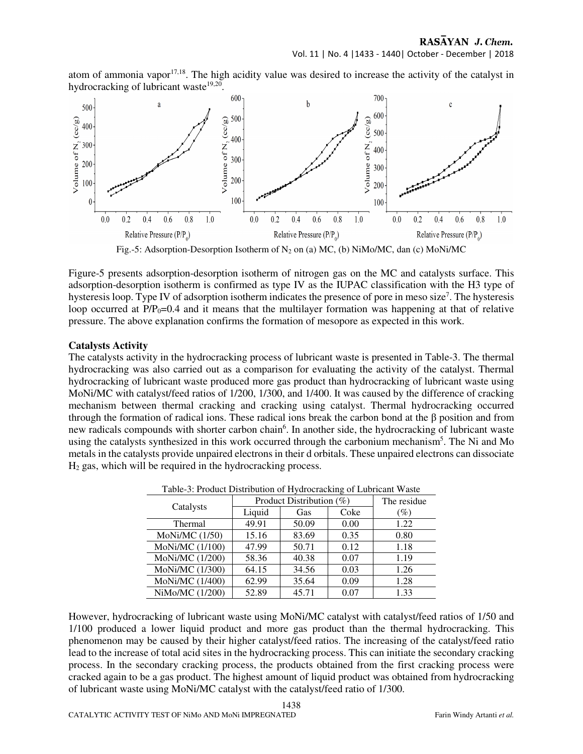atom of ammonia vapor[17,18]. The high acidity value was desired to increase the activity of the catalyst in hydrocracking of lubricant waste[19,20].

Fig.-5: Adsorption-Desorption Isotherm of $N_2$ on (a) MC, (b) NiMo/MC, dan (c) MoNi/MC

Figure-5 presents adsorption-desorption isotherm of nitrogen gas on the MC and catalysts surface. This adsorption-desorption isotherm is confirmed as type IV as the IUPAC classification with the H3 type of hysteresis loop. Type IV of adsorption isotherm indicates the presence of pore in meso size[7]. The hysteresis loop occurred at $P/P_0$=0.4 and it means that the multilayer formation was happening at that of relative pressure. The above explanation confirms the formation of mesopore as expected in this work.

**Catalysts Activity**

The catalysts activity in the hydrocracking process of lubricant waste is presented in Table-3. The thermal hydrocracking was also carried out as a comparison for evaluating the activity of the catalyst. Thermal hydrocracking of lubricant waste produced more gas product than hydrocracking of lubricant waste using MoNi/MC with catalyst/feed ratios of 1/200, 1/300, and 1/400. It was caused by the difference of cracking mechanism between thermal cracking and cracking using catalyst. Thermal hydrocracking occurred through the formation of radical ions. These radical ions break the carbon bond at the β position and from new radicals compounds with shorter carbon chain[6]. In another side, the hydrocracking of lubricant waste using the catalysts synthesized in this work occurred through the carbonium mechanism[5]. The Ni and Mo metals in the catalysts provide unpaired electrons in their d orbitals. These unpaired electrons can dissociate $H_2$ gas, which will be required in the hydrocracking process.

Table-3: Product Distribution of Hydrocracking of Lubricant Waste

| Catalysts | Product Distribution (%) | | | The residue |
|---|---|---|---|---|
| | Liquid | Gas | Coke | (%) |
| Thermal | 49.91 | 50.09 | 0.00 | 1.22 |
| MoNi/MC (1/50) | 15.16 | 83.69 | 0.35 | 0.80 |
| MoNi/MC (1/100) | 47.99 | 50.71 | 0.12 | 1.18 |
| MoNi/MC (1/200) | 58.36 | 40.38 | 0.07 | 1.19 |
| MoNi/MC (1/300) | 64.15 | 34.56 | 0.03 | 1.26 |
| MoNi/MC (1/400) | 62.99 | 35.64 | 0.09 | 1.28 |
| NiMo/MC (1/200) | 52.89 | 45.71 | 0.07 | 1.33 |

However, hydrocracking of lubricant waste using MoNi/MC catalyst with catalyst/feed ratios of 1/50 and 1/100 produced a lower liquid product and more gas product than the thermal hydrocracking. This phenomenon may be caused by their higher catalyst/feed ratios. The increasing of the catalyst/feed ratio lead to the increase of total acid sites in the hydrocracking process. This can initiate the secondary cracking process. In the secondary cracking process, the products obtained from the first cracking process were cracked again to be a gas product. The highest amount of liquid product was obtained from hydrocracking of lubricant waste using MoNi/MC catalyst with the catalyst/feed ratio of 1/300.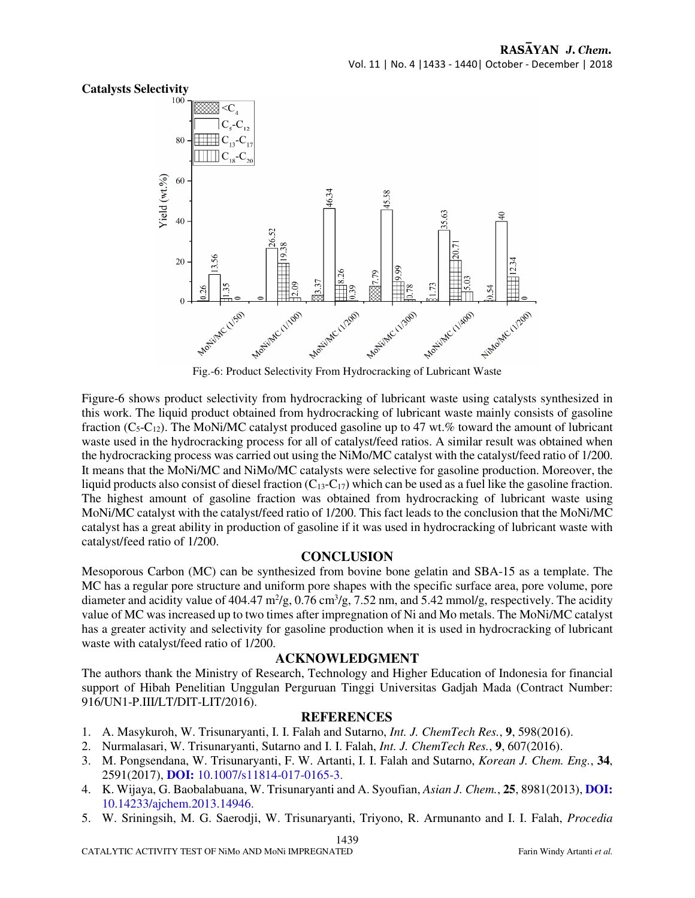## Catalysts Selectivity

Fig.-6: Product Selectivity From Hydrocracking of Lubricant Waste

Figure-6 shows product selectivity from hydrocracking of lubricant waste using catalysts synthesized in this work. The liquid product obtained from hydrocracking of lubricant waste mainly consists of gasoline fraction ($C_5$-$C_{12}$). The MoNi/MC catalyst produced gasoline up to 47 wt.% toward the amount of lubricant waste used in the hydrocracking process for all of catalyst/feed ratios. A similar result was obtained when the hydrocracking process was carried out using the NiMo/MC catalyst with the catalyst/feed ratio of 1/200. It means that the MoNi/MC and NiMo/MC catalysts were selective for gasoline production. Moreover, the liquid products also consist of diesel fraction ($C_{13}$-$C_{17}$) which can be used as a fuel like the gasoline fraction. The highest amount of gasoline fraction was obtained from hydrocracking of lubricant waste using MoNi/MC catalyst with the catalyst/feed ratio of 1/200. This fact leads to the conclusion that the MoNi/MC catalyst has a great ability in production of gasoline if it was used in hydrocracking of lubricant waste with catalyst/feed ratio of 1/200.

## CONCLUSION

Mesoporous Carbon (MC) can be synthesized from bovine bone gelatin and SBA-15 as a template. The MC has a regular pore structure and uniform pore shapes with the specific surface area, pore volume, pore diameter and acidity value of 404.47 $m^2/g$, 0.76 $cm^3/g$, 7.52 nm, and 5.42 mmol/g, respectively. The acidity value of MC was increased up to two times after impregnation of Ni and Mo metals. The MoNi/MC catalyst has a greater activity and selectivity for gasoline production when it is used in hydrocracking of lubricant waste with catalyst/feed ratio of 1/200.

## ACKNOWLEDGMENT

The authors thank the Ministry of Research, Technology and Higher Education of Indonesia for financial support of Hibah Penelitian Unggulan Perguruan Tinggi Universitas Gadjah Mada (Contract Number: 916/UN1-P.III/LT/DIT-LIT/2016).

## REFERENCES

1. A. Masykuroh, W. Trisunaryanti, I. I. Falah and Sutarno, *Int. J. ChemTech Res.*, **9**, 598(2016).
2. Nurmalasari, W. Trisunaryanti, Sutarno and I. I. Falah, *Int. J. ChemTech Res.*, **9**, 607(2016).
3. M. Pongsendana, W. Trisunaryanti, F. W. Artanti, I. I. Falah and Sutarno, *Korean J. Chem. Eng.*, **34**, 2591(2017), **DOI:** 10.1007/s11814-017-0165-3.
4. K. Wijaya, G. Baobalabuana, W. Trisunaryanti and A. Syoufian, *Asian J. Chem.*, **25**, 8981(2013), **DOI:** 10.14233/ajchem.2013.14946.
5. W. Sriningsih, M. G. Saerodji, W. Trisunaryanti, Triyono, R. Armunanto and I. I. Falah, *Procedia*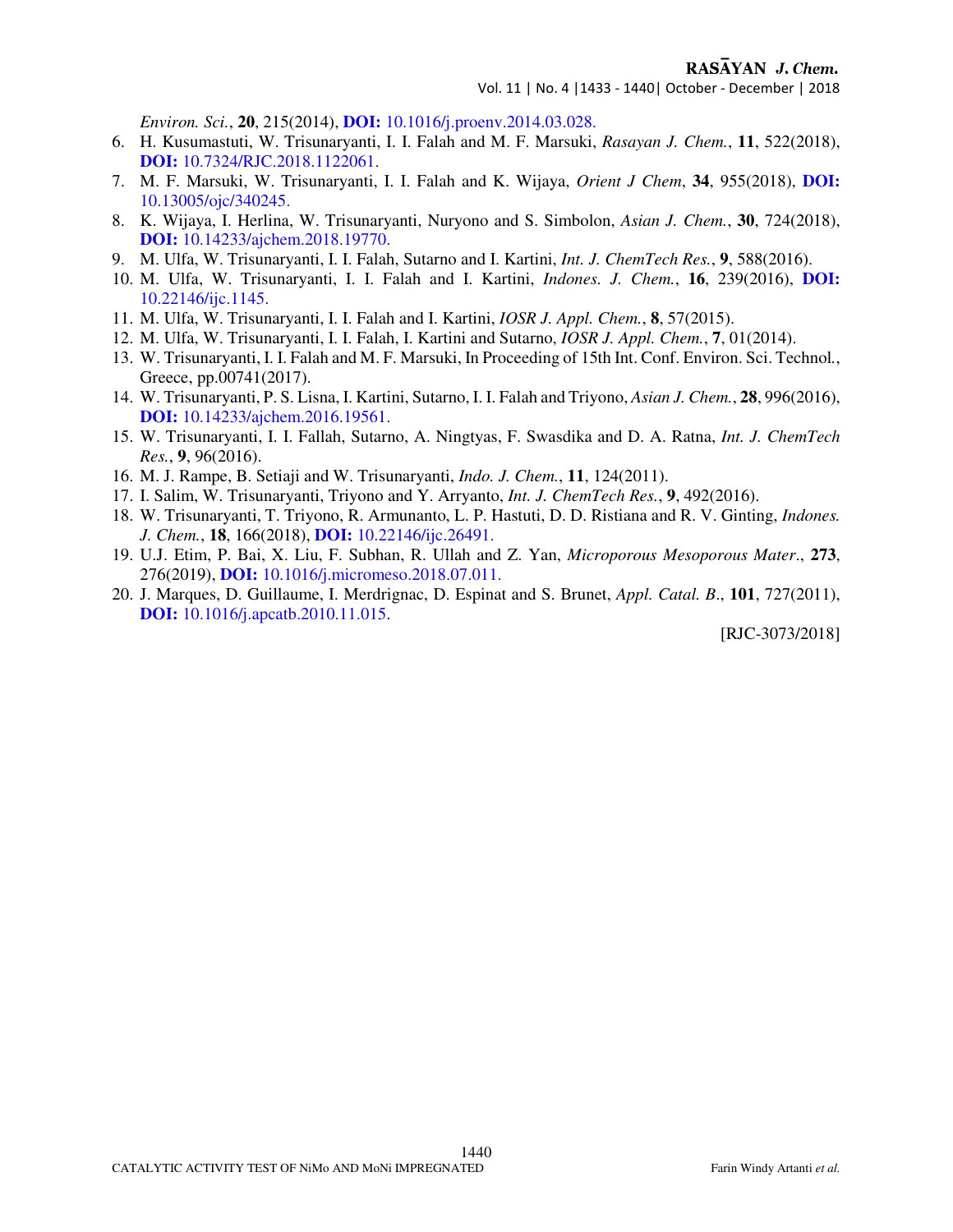*Environ. Sci.*, **20**, 215(2014), **DOI:** 10.1016/j.proenv.2014.03.028.

6. H. Kusumastuti, W. Trisunaryanti, I. I. Falah and M. F. Marsuki, *Rasayan J. Chem.*, **11**, 522(2018), **DOI:** 10.7324/RJC.2018.1122061.
7. M. F. Marsuki, W. Trisunaryanti, I. I. Falah and K. Wijaya, *Orient J Chem*, **34**, 955(2018), **DOI:** 10.13005/ojc/340245.
8. K. Wijaya, I. Herlina, W. Trisunaryanti, Nuryono and S. Simbolon, *Asian J. Chem.*, **30**, 724(2018), **DOI:** 10.14233/ajchem.2018.19770.
9. M. Ulfa, W. Trisunaryanti, I. I. Falah, Sutarno and I. Kartini, *Int. J. ChemTech Res.*, **9**, 588(2016).
10. M. Ulfa, W. Trisunaryanti, I. I. Falah and I. Kartini, *Indones. J. Chem.*, **16**, 239(2016), **DOI:** 10.22146/ijc.1145.
11. M. Ulfa, W. Trisunaryanti, I. I. Falah and I. Kartini, *IOSR J. Appl. Chem.*, **8**, 57(2015).
12. M. Ulfa, W. Trisunaryanti, I. I. Falah, I. Kartini and Sutarno, *IOSR J. Appl. Chem.*, **7**, 01(2014).
13. W. Trisunaryanti, I. I. Falah and M. F. Marsuki, In Proceeding of 15th Int. Conf. Environ. Sci. Technol., Greece, pp.00741(2017).
14. W. Trisunaryanti, P. S. Lisna, I. Kartini, Sutarno, I. I. Falah and Triyono, *Asian J. Chem.*, **28**, 996(2016), **DOI:** 10.14233/ajchem.2016.19561.
15. W. Trisunaryanti, I. I. Fallah, Sutarno, A. Ningtyas, F. Swasdika and D. A. Ratna, *Int. J. ChemTech Res.*, **9**, 96(2016).
16. M. J. Rampe, B. Setiaji and W. Trisunaryanti, *Indo. J. Chem.*, **11**, 124(2011).
17. I. Salim, W. Trisunaryanti, Triyono and Y. Arryanto, *Int. J. ChemTech Res.*, **9**, 492(2016).
18. W. Trisunaryanti, T. Triyono, R. Armunanto, L. P. Hastuti, D. D. Ristiana and R. V. Ginting, *Indones. J. Chem.*, **18**, 166(2018), **DOI:** 10.22146/ijc.26491.
19. U.J. Etim, P. Bai, X. Liu, F. Subhan, R. Ullah and Z. Yan, *Microporous Mesoporous Mater.*, **273**, 276(2019), **DOI:** 10.1016/j.micromeso.2018.07.011.
20. J. Marques, D. Guillaume, I. Merdrignac, D. Espinat and S. Brunet, *Appl. Catal. B.*, **101**, 727(2011), **DOI:** 10.1016/j.apcatb.2010.11.015.

[RJC-3073/2018]